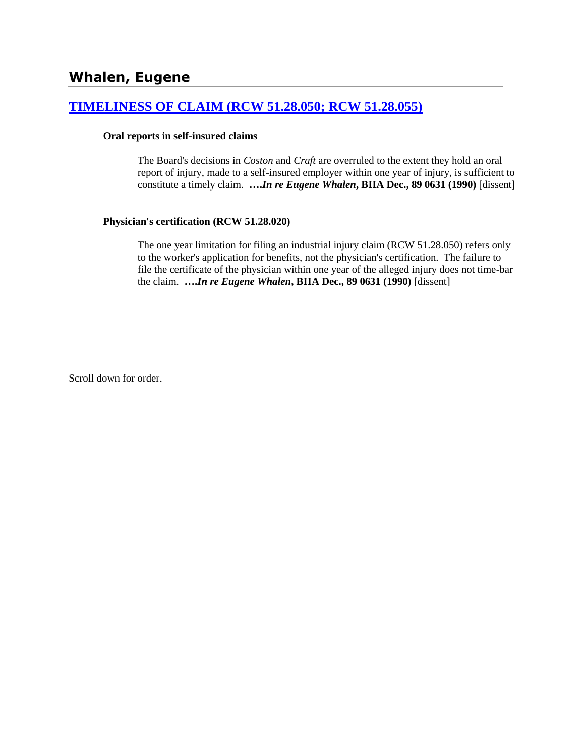# Whalen, Eugene

## [TIMELINESS OF CLAIM (RCW 51.28.050; RCW 51.28.055)]

**Oral reports in self-insured claims**

> The Board's decisions in *Coston* and *Craft* are overruled to the extent they hold an oral report of injury, made to a self-insured employer within one year of injury, is sufficient to constitute a timely claim. ***….In re Eugene Whalen*, BIIA Dec., 89 0631 (1990)** [dissent]

**Physician's certification (RCW 51.28.020)**

> The one year limitation for filing an industrial injury claim (RCW 51.28.050) refers only to the worker's application for benefits, not the physician's certification. The failure to file the certificate of the physician within one year of the alleged injury does not time-bar the claim. ***….In re Eugene Whalen*, BIIA Dec., 89 0631 (1990)** [dissent]

Scroll down for order.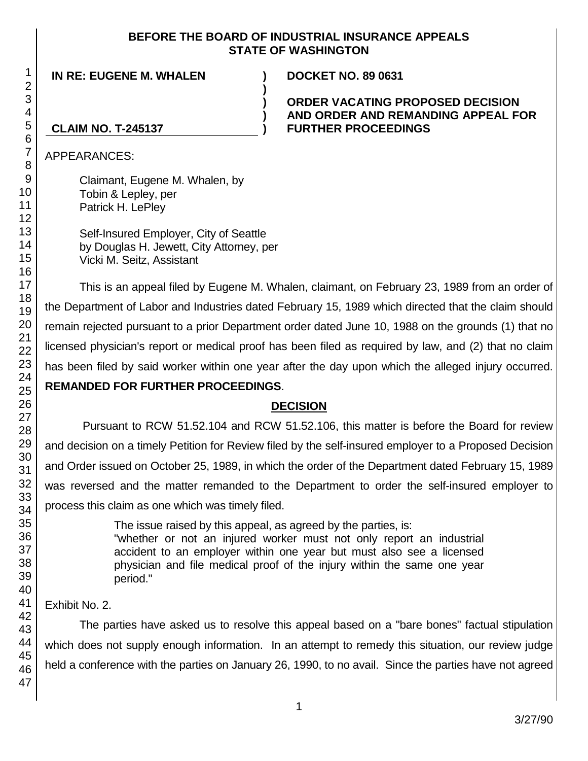**BEFORE THE BOARD OF INDUSTRIAL INSURANCE APPEALS STATE OF WASHINGTON**

| IN RE: EUGENE M. WHALEN | ) | DOCKET NO. 89 0631 |
|---|---|---|
| | ) | |
| | ) | ORDER VACATING PROPOSED DECISION |
| | ) | AND ORDER AND REMANDING APPEAL FOR |
| CLAIM NO. T-245137 | ) | FURTHER PROCEEDINGS |

APPEARANCES:

Claimant, Eugene M. Whalen, by
Tobin & Lepley, per
Patrick H. LePley

Self-Insured Employer, City of Seattle
by Douglas H. Jewett, City Attorney, per
Vicki M. Seitz, Assistant

This is an appeal filed by Eugene M. Whalen, claimant, on February 23, 1989 from an order of the Department of Labor and Industries dated February 15, 1989 which directed that the claim should remain rejected pursuant to a prior Department order dated June 10, 1988 on the grounds (1) that no licensed physician's report or medical proof has been filed as required by law, and (2) that no claim has been filed by said worker within one year after the day upon which the alleged injury occurred. **REMANDED FOR FURTHER PROCEEDINGS**.

## DECISION

Pursuant to RCW 51.52.104 and RCW 51.52.106, this matter is before the Board for review and decision on a timely Petition for Review filed by the self-insured employer to a Proposed Decision and Order issued on October 25, 1989, in which the order of the Department dated February 15, 1989 was reversed and the matter remanded to the Department to order the self-insured employer to process this claim as one which was timely filed.

> The issue raised by this appeal, as agreed by the parties, is:
> "whether or not an injured worker must not only report an industrial accident to an employer within one year but must also see a licensed physician and file medical proof of the injury within the same one year period."

Exhibit No. 2.

The parties have asked us to resolve this appeal based on a "bare bones" factual stipulation which does not supply enough information. In an attempt to remedy this situation, our review judge held a conference with the parties on January 26, 1990, to no avail. Since the parties have not agreed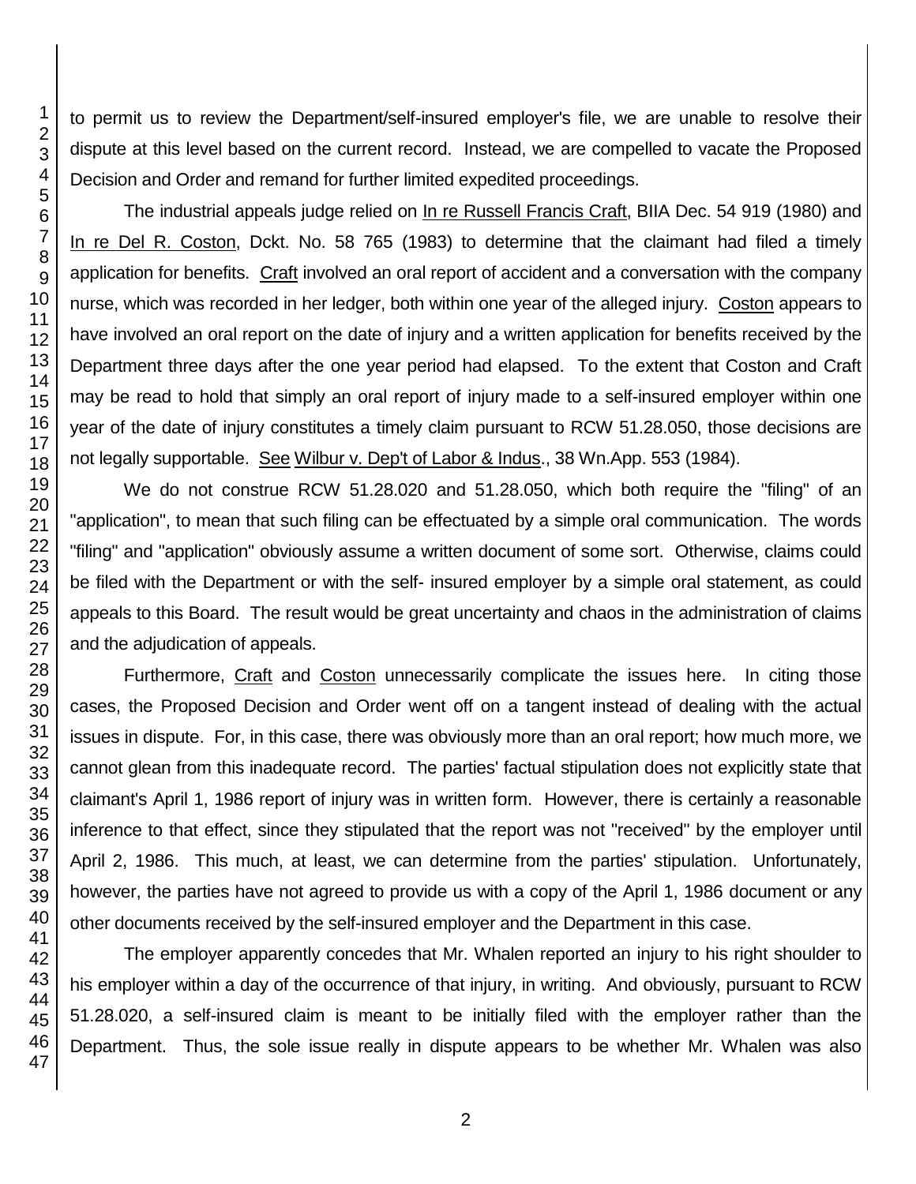to permit us to review the Department/self-insured employer's file, we are unable to resolve their dispute at this level based on the current record. Instead, we are compelled to vacate the Proposed Decision and Order and remand for further limited expedited proceedings.

The industrial appeals judge relied on In re Russell Francis Craft, BIIA Dec. 54 919 (1980) and In re Del R. Coston, Dckt. No. 58 765 (1983) to determine that the claimant had filed a timely application for benefits. Craft involved an oral report of accident and a conversation with the company nurse, which was recorded in her ledger, both within one year of the alleged injury. Coston appears to have involved an oral report on the date of injury and a written application for benefits received by the Department three days after the one year period had elapsed. To the extent that Coston and Craft may be read to hold that simply an oral report of injury made to a self-insured employer within one year of the date of injury constitutes a timely claim pursuant to RCW 51.28.050, those decisions are not legally supportable. See Wilbur v. Dep't of Labor & Indus., 38 Wn.App. 553 (1984).

We do not construe RCW 51.28.020 and 51.28.050, which both require the "filing" of an "application", to mean that such filing can be effectuated by a simple oral communication. The words "filing" and "application" obviously assume a written document of some sort. Otherwise, claims could be filed with the Department or with the self- insured employer by a simple oral statement, as could appeals to this Board. The result would be great uncertainty and chaos in the administration of claims and the adjudication of appeals.

Furthermore, Craft and Coston unnecessarily complicate the issues here. In citing those cases, the Proposed Decision and Order went off on a tangent instead of dealing with the actual issues in dispute. For, in this case, there was obviously more than an oral report; how much more, we cannot glean from this inadequate record. The parties' factual stipulation does not explicitly state that claimant's April 1, 1986 report of injury was in written form. However, there is certainly a reasonable inference to that effect, since they stipulated that the report was not "received" by the employer until April 2, 1986. This much, at least, we can determine from the parties' stipulation. Unfortunately, however, the parties have not agreed to provide us with a copy of the April 1, 1986 document or any other documents received by the self-insured employer and the Department in this case.

The employer apparently concedes that Mr. Whalen reported an injury to his right shoulder to his employer within a day of the occurrence of that injury, in writing. And obviously, pursuant to RCW 51.28.020, a self-insured claim is meant to be initially filed with the employer rather than the Department. Thus, the sole issue really in dispute appears to be whether Mr. Whalen was also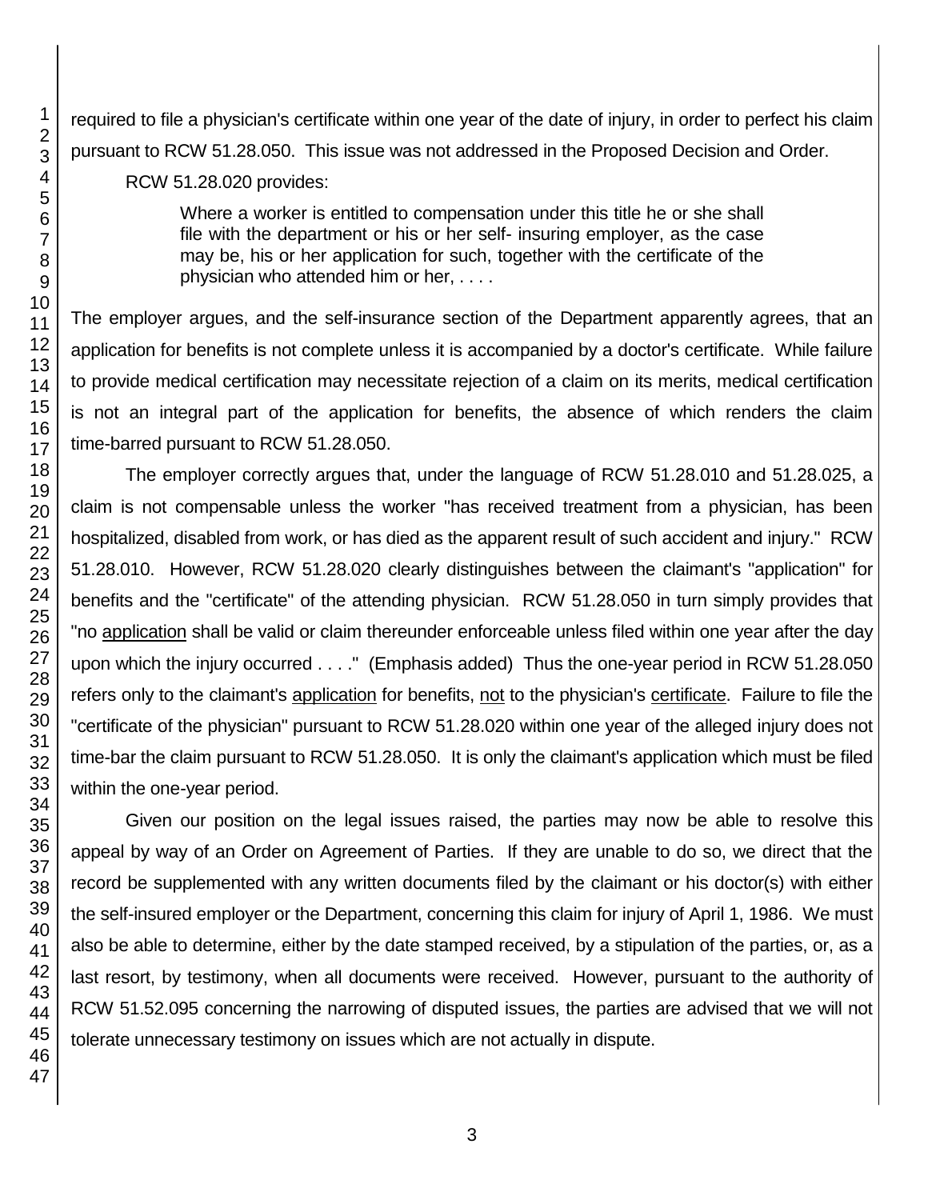required to file a physician's certificate within one year of the date of injury, in order to perfect his claim pursuant to RCW 51.28.050. This issue was not addressed in the Proposed Decision and Order.

RCW 51.28.020 provides:

> Where a worker is entitled to compensation under this title he or she shall file with the department or his or her self- insuring employer, as the case may be, his or her application for such, together with the certificate of the physician who attended him or her, . . . .

The employer argues, and the self-insurance section of the Department apparently agrees, that an application for benefits is not complete unless it is accompanied by a doctor's certificate. While failure to provide medical certification may necessitate rejection of a claim on its merits, medical certification is not an integral part of the application for benefits, the absence of which renders the claim time-barred pursuant to RCW 51.28.050.

The employer correctly argues that, under the language of RCW 51.28.010 and 51.28.025, a claim is not compensable unless the worker "has received treatment from a physician, has been hospitalized, disabled from work, or has died as the apparent result of such accident and injury." RCW 51.28.010. However, RCW 51.28.020 clearly distinguishes between the claimant's "application" for benefits and the "certificate" of the attending physician. RCW 51.28.050 in turn simply provides that "no application shall be valid or claim thereunder enforceable unless filed within one year after the day upon which the injury occurred . . . ." (Emphasis added) Thus the one-year period in RCW 51.28.050 refers only to the claimant's application for benefits, not to the physician's certificate. Failure to file the "certificate of the physician" pursuant to RCW 51.28.020 within one year of the alleged injury does not time-bar the claim pursuant to RCW 51.28.050. It is only the claimant's application which must be filed within the one-year period.

Given our position on the legal issues raised, the parties may now be able to resolve this appeal by way of an Order on Agreement of Parties. If they are unable to do so, we direct that the record be supplemented with any written documents filed by the claimant or his doctor(s) with either the self-insured employer or the Department, concerning this claim for injury of April 1, 1986. We must also be able to determine, either by the date stamped received, by a stipulation of the parties, or, as a last resort, by testimony, when all documents were received. However, pursuant to the authority of RCW 51.52.095 concerning the narrowing of disputed issues, the parties are advised that we will not tolerate unnecessary testimony on issues which are not actually in dispute.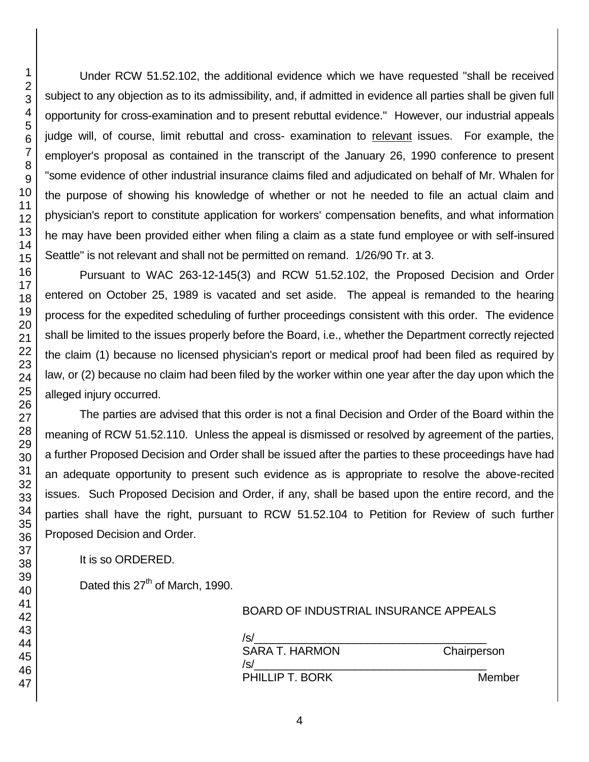Under RCW 51.52.102, the additional evidence which we have requested "shall be received subject to any objection as to its admissibility, and, if admitted in evidence all parties shall be given full opportunity for cross-examination and to present rebuttal evidence." However, our industrial appeals judge will, of course, limit rebuttal and cross- examination to relevant issues. For example, the employer's proposal as contained in the transcript of the January 26, 1990 conference to present "some evidence of other industrial insurance claims filed and adjudicated on behalf of Mr. Whalen for the purpose of showing his knowledge of whether or not he needed to file an actual claim and physician's report to constitute application for workers' compensation benefits, and what information he may have been provided either when filing a claim as a state fund employee or with self-insured Seattle" is not relevant and shall not be permitted on remand. 1/26/90 Tr. at 3.

Pursuant to WAC 263-12-145(3) and RCW 51.52.102, the Proposed Decision and Order entered on October 25, 1989 is vacated and set aside. The appeal is remanded to the hearing process for the expedited scheduling of further proceedings consistent with this order. The evidence shall be limited to the issues properly before the Board, i.e., whether the Department correctly rejected the claim (1) because no licensed physician's report or medical proof had been filed as required by law, or (2) because no claim had been filed by the worker within one year after the day upon which the alleged injury occurred.

The parties are advised that this order is not a final Decision and Order of the Board within the meaning of RCW 51.52.110. Unless the appeal is dismissed or resolved by agreement of the parties, a further Proposed Decision and Order shall be issued after the parties to these proceedings have had an adequate opportunity to present such evidence as is appropriate to resolve the above-recited issues. Such Proposed Decision and Order, if any, shall be based upon the entire record, and the parties shall have the right, pursuant to RCW 51.52.104 to Petition for Review of such further Proposed Decision and Order.

It is so ORDERED.

Dated this 27th of March, 1990.

BOARD OF INDUSTRIAL INSURANCE APPEALS

/s/\_\_\_\_\_\_\_\_\_\_\_\_\_\_\_\_\_\_\_\_\_\_\_\_\_\_\_\_\_\_\_\_\_\_\_\_\_\_
SARA T. HARMON Chairperson

/s/\_\_\_\_\_\_\_\_\_\_\_\_\_\_\_\_\_\_\_\_\_\_\_\_\_\_\_\_\_\_\_\_\_\_\_\_\_\_
PHILLIP T. BORK Member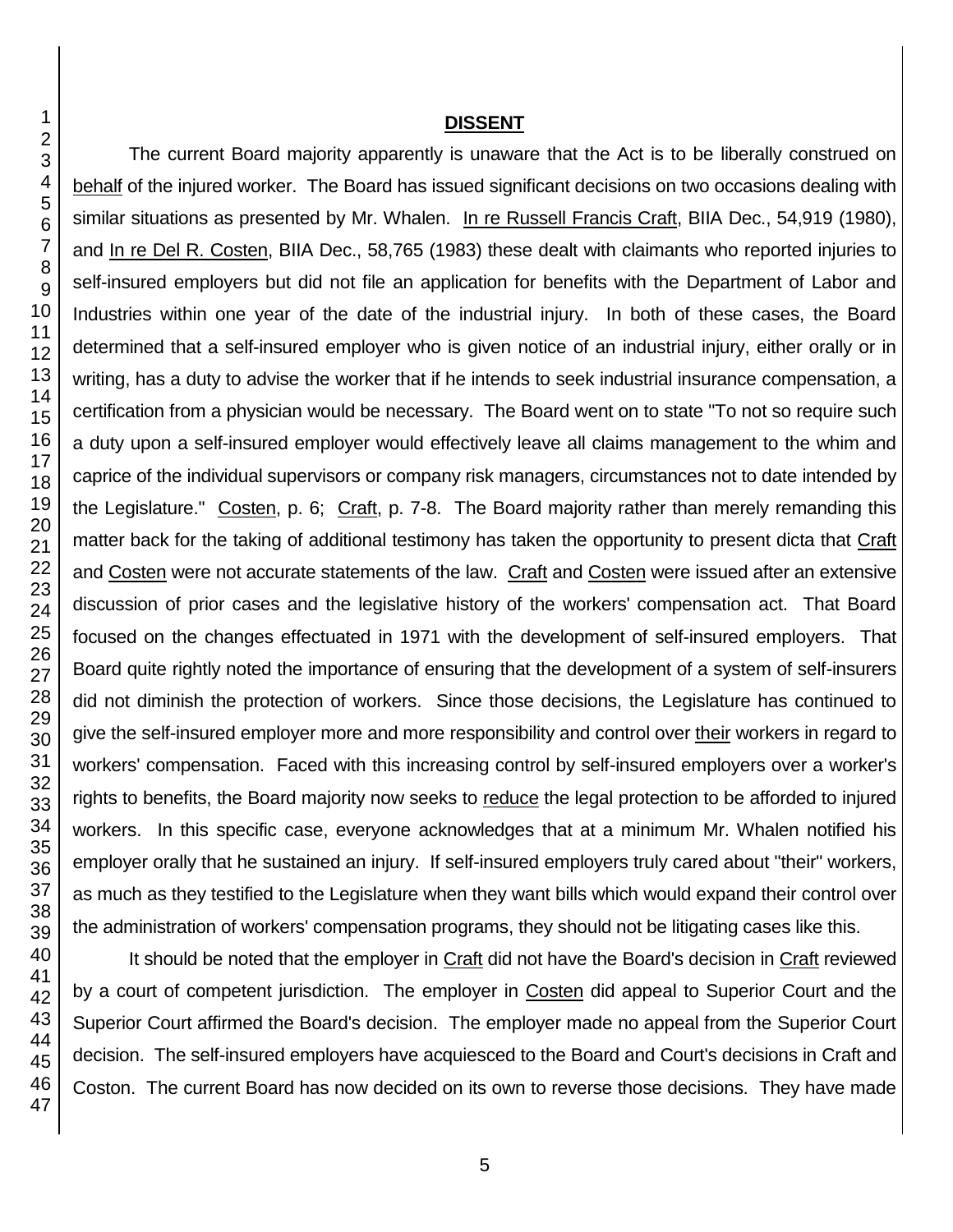## DISSENT

The current Board majority apparently is unaware that the Act is to be liberally construed on behalf of the injured worker. The Board has issued significant decisions on two occasions dealing with similar situations as presented by Mr. Whalen. In re Russell Francis Craft, BIIA Dec., 54,919 (1980), and In re Del R. Costen, BIIA Dec., 58,765 (1983) these dealt with claimants who reported injuries to self-insured employers but did not file an application for benefits with the Department of Labor and Industries within one year of the date of the industrial injury. In both of these cases, the Board determined that a self-insured employer who is given notice of an industrial injury, either orally or in writing, has a duty to advise the worker that if he intends to seek industrial insurance compensation, a certification from a physician would be necessary. The Board went on to state "To not so require such a duty upon a self-insured employer would effectively leave all claims management to the whim and caprice of the individual supervisors or company risk managers, circumstances not to date intended by the Legislature." Costen, p. 6; Craft, p. 7-8. The Board majority rather than merely remanding this matter back for the taking of additional testimony has taken the opportunity to present dicta that Craft and Costen were not accurate statements of the law. Craft and Costen were issued after an extensive discussion of prior cases and the legislative history of the workers' compensation act. That Board focused on the changes effectuated in 1971 with the development of self-insured employers. That Board quite rightly noted the importance of ensuring that the development of a system of self-insurers did not diminish the protection of workers. Since those decisions, the Legislature has continued to give the self-insured employer more and more responsibility and control over their workers in regard to workers' compensation. Faced with this increasing control by self-insured employers over a worker's rights to benefits, the Board majority now seeks to reduce the legal protection to be afforded to injured workers. In this specific case, everyone acknowledges that at a minimum Mr. Whalen notified his employer orally that he sustained an injury. If self-insured employers truly cared about "their" workers, as much as they testified to the Legislature when they want bills which would expand their control over the administration of workers' compensation programs, they should not be litigating cases like this.

It should be noted that the employer in Craft did not have the Board's decision in Craft reviewed by a court of competent jurisdiction. The employer in Costen did appeal to Superior Court and the Superior Court affirmed the Board's decision. The employer made no appeal from the Superior Court decision. The self-insured employers have acquiesced to the Board and Court's decisions in Craft and Coston. The current Board has now decided on its own to reverse those decisions. They have made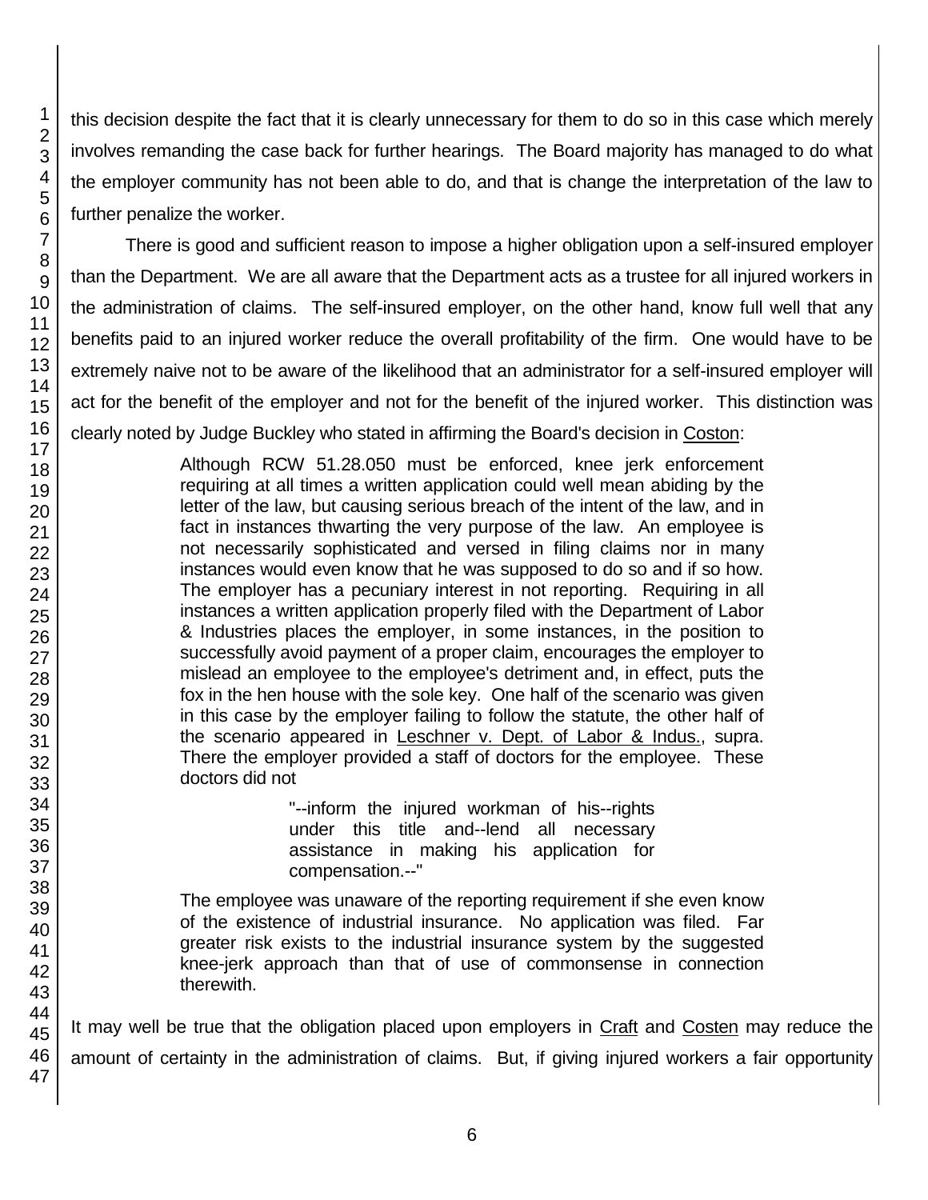this decision despite the fact that it is clearly unnecessary for them to do so in this case which merely involves remanding the case back for further hearings. The Board majority has managed to do what the employer community has not been able to do, and that is change the interpretation of the law to further penalize the worker.

There is good and sufficient reason to impose a higher obligation upon a self-insured employer than the Department. We are all aware that the Department acts as a trustee for all injured workers in the administration of claims. The self-insured employer, on the other hand, know full well that any benefits paid to an injured worker reduce the overall profitability of the firm. One would have to be extremely naive not to be aware of the likelihood that an administrator for a self-insured employer will act for the benefit of the employer and not for the benefit of the injured worker. This distinction was clearly noted by Judge Buckley who stated in affirming the Board's decision in Coston:

> Although RCW 51.28.050 must be enforced, knee jerk enforcement requiring at all times a written application could well mean abiding by the letter of the law, but causing serious breach of the intent of the law, and in fact in instances thwarting the very purpose of the law. An employee is not necessarily sophisticated and versed in filing claims nor in many instances would even know that he was supposed to do so and if so how. The employer has a pecuniary interest in not reporting. Requiring in all instances a written application properly filed with the Department of Labor & Industries places the employer, in some instances, in the position to successfully avoid payment of a proper claim, encourages the employer to mislead an employee to the employee's detriment and, in effect, puts the fox in the hen house with the sole key. One half of the scenario was given in this case by the employer failing to follow the statute, the other half of the scenario appeared in Leschner v. Dept. of Labor & Indus., supra. There the employer provided a staff of doctors for the employee. These doctors did not
>
> > "--inform the injured workman of his--rights under this title and--lend all necessary assistance in making his application for compensation.--"
>
> The employee was unaware of the reporting requirement if she even know of the existence of industrial insurance. No application was filed. Far greater risk exists to the industrial insurance system by the suggested knee-jerk approach than that of use of commonsense in connection therewith.

It may well be true that the obligation placed upon employers in Craft and Costen may reduce the amount of certainty in the administration of claims. But, if giving injured workers a fair opportunity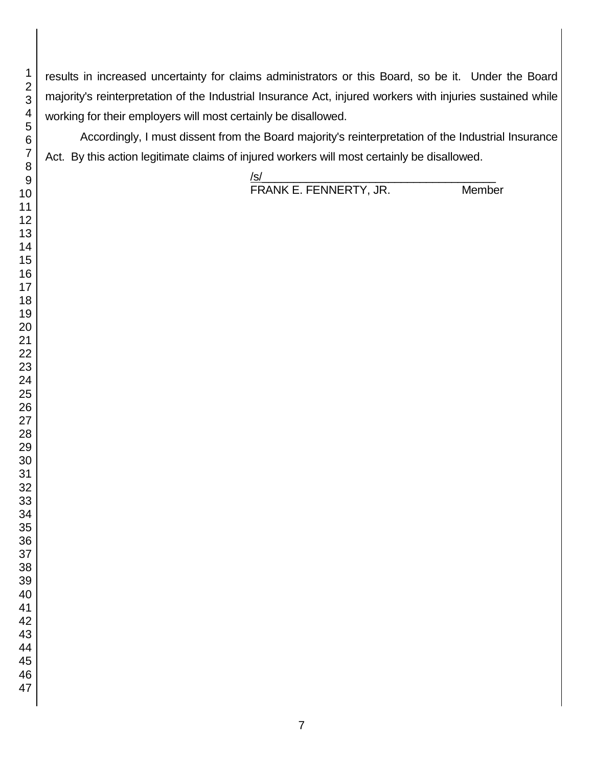results in increased uncertainty for claims administrators or this Board, so be it. Under the Board majority's reinterpretation of the Industrial Insurance Act, injured workers with injuries sustained while working for their employers will most certainly be disallowed.

Accordingly, I must dissent from the Board majority's reinterpretation of the Industrial Insurance Act. By this action legitimate claims of injured workers will most certainly be disallowed.

/s/_______________________________________
FRANK E. FENNERTY, JR. Member